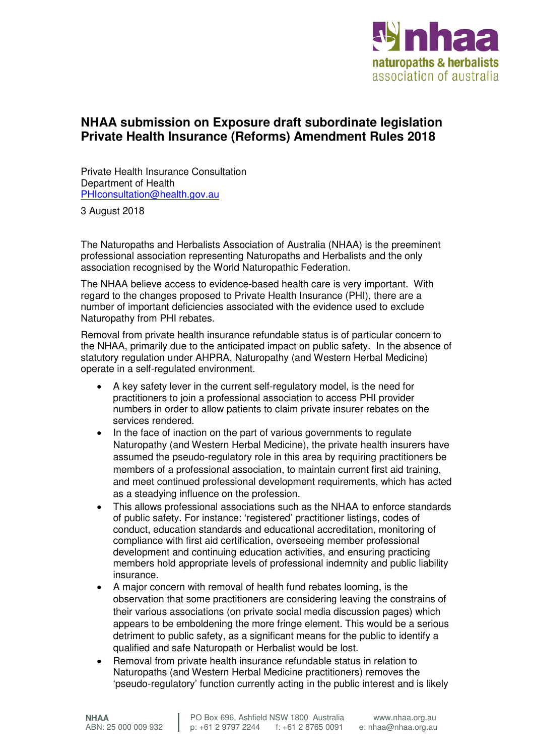# NHAA submission on Exposure draft subordinate legislation Private Health Insurance (Reforms) Amendment Rules 2018

Private Health Insurance Consultation
Department of Health
PHIconsultation@health.gov.au

3 August 2018

The Naturopaths and Herbalists Association of Australia (NHAA) is the preeminent professional association representing Naturopaths and Herbalists and the only association recognised by the World Naturopathic Federation.

The NHAA believe access to evidence-based health care is very important. With regard to the changes proposed to Private Health Insurance (PHI), there are a number of important deficiencies associated with the evidence used to exclude Naturopathy from PHI rebates.

Removal from private health insurance refundable status is of particular concern to the NHAA, primarily due to the anticipated impact on public safety. In the absence of statutory regulation under AHPRA, Naturopathy (and Western Herbal Medicine) operate in a self-regulated environment.

- A key safety lever in the current self-regulatory model, is the need for practitioners to join a professional association to access PHI provider numbers in order to allow patients to claim private insurer rebates on the services rendered.
- In the face of inaction on the part of various governments to regulate Naturopathy (and Western Herbal Medicine), the private health insurers have assumed the pseudo-regulatory role in this area by requiring practitioners be members of a professional association, to maintain current first aid training, and meet continued professional development requirements, which has acted as a steadying influence on the profession.
- This allows professional associations such as the NHAA to enforce standards of public safety. For instance: 'registered' practitioner listings, codes of conduct, education standards and educational accreditation, monitoring of compliance with first aid certification, overseeing member professional development and continuing education activities, and ensuring practicing members hold appropriate levels of professional indemnity and public liability insurance.
- A major concern with removal of health fund rebates looming, is the observation that some practitioners are considering leaving the constrains of their various associations (on private social media discussion pages) which appears to be emboldening the more fringe element. This would be a serious detriment to public safety, as a significant means for the public to identify a qualified and safe Naturopath or Herbalist would be lost.
- Removal from private health insurance refundable status in relation to Naturopaths (and Western Herbal Medicine practitioners) removes the 'pseudo-regulatory' function currently acting in the public interest and is likely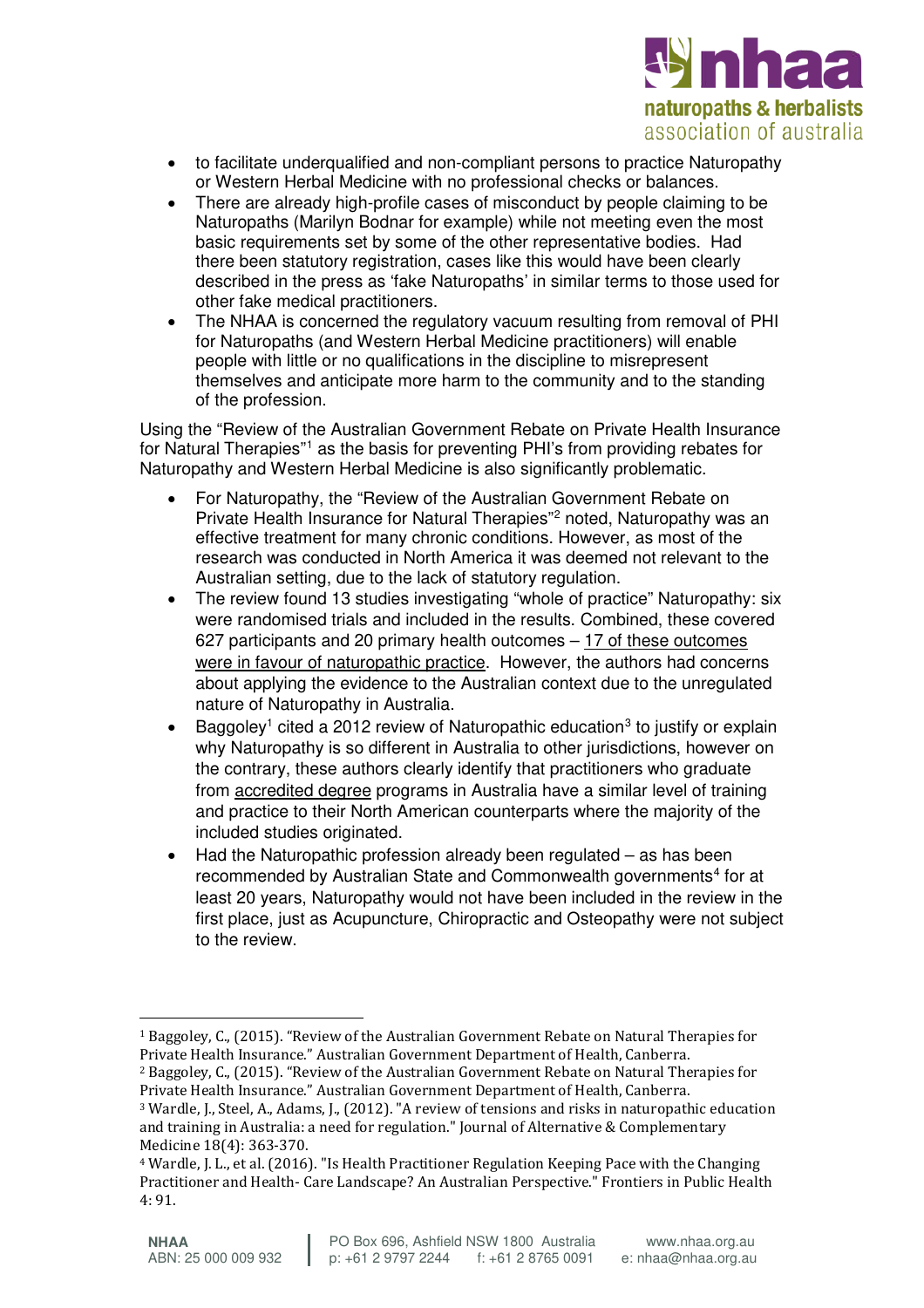- to facilitate underqualified and non-compliant persons to practice Naturopathy or Western Herbal Medicine with no professional checks or balances.
- There are already high-profile cases of misconduct by people claiming to be Naturopaths (Marilyn Bodnar for example) while not meeting even the most basic requirements set by some of the other representative bodies. Had there been statutory registration, cases like this would have been clearly described in the press as 'fake Naturopaths' in similar terms to those used for other fake medical practitioners.
- The NHAA is concerned the regulatory vacuum resulting from removal of PHI for Naturopaths (and Western Herbal Medicine practitioners) will enable people with little or no qualifications in the discipline to misrepresent themselves and anticipate more harm to the community and to the standing of the profession.

Using the "Review of the Australian Government Rebate on Private Health Insurance for Natural Therapies"[1] as the basis for preventing PHI's from providing rebates for Naturopathy and Western Herbal Medicine is also significantly problematic.

- For Naturopathy, the "Review of the Australian Government Rebate on Private Health Insurance for Natural Therapies"[2] noted, Naturopathy was an effective treatment for many chronic conditions. However, as most of the research was conducted in North America it was deemed not relevant to the Australian setting, due to the lack of statutory regulation.
- The review found 13 studies investigating "whole of practice" Naturopathy: six were randomised trials and included in the results. Combined, these covered 627 participants and 20 primary health outcomes – <u>17 of these outcomes were in favour of naturopathic practice</u>. However, the authors had concerns about applying the evidence to the Australian context due to the unregulated nature of Naturopathy in Australia.
- Baggoley[1] cited a 2012 review of Naturopathic education[3] to justify or explain why Naturopathy is so different in Australia to other jurisdictions, however on the contrary, these authors clearly identify that practitioners who graduate from <u>accredited degree</u> programs in Australia have a similar level of training and practice to their North American counterparts where the majority of the included studies originated.
- Had the Naturopathic profession already been regulated – as has been recommended by Australian State and Commonwealth governments[4] for at least 20 years, Naturopathy would not have been included in the review in the first place, just as Acupuncture, Chiropractic and Osteopathy were not subject to the review.

---

[1] Baggoley, C., (2015). "Review of the Australian Government Rebate on Natural Therapies for Private Health Insurance." Australian Government Department of Health, Canberra.

[2] Baggoley, C., (2015). "Review of the Australian Government Rebate on Natural Therapies for Private Health Insurance." Australian Government Department of Health, Canberra.

[3] Wardle, J., Steel, A., Adams, J., (2012). "A review of tensions and risks in naturopathic education and training in Australia: a need for regulation." Journal of Alternative & Complementary Medicine 18(4): 363-370.

[4] Wardle, J. L., et al. (2016). "Is Health Practitioner Regulation Keeping Pace with the Changing Practitioner and Health- Care Landscape? An Australian Perspective." Frontiers in Public Health 4: 91.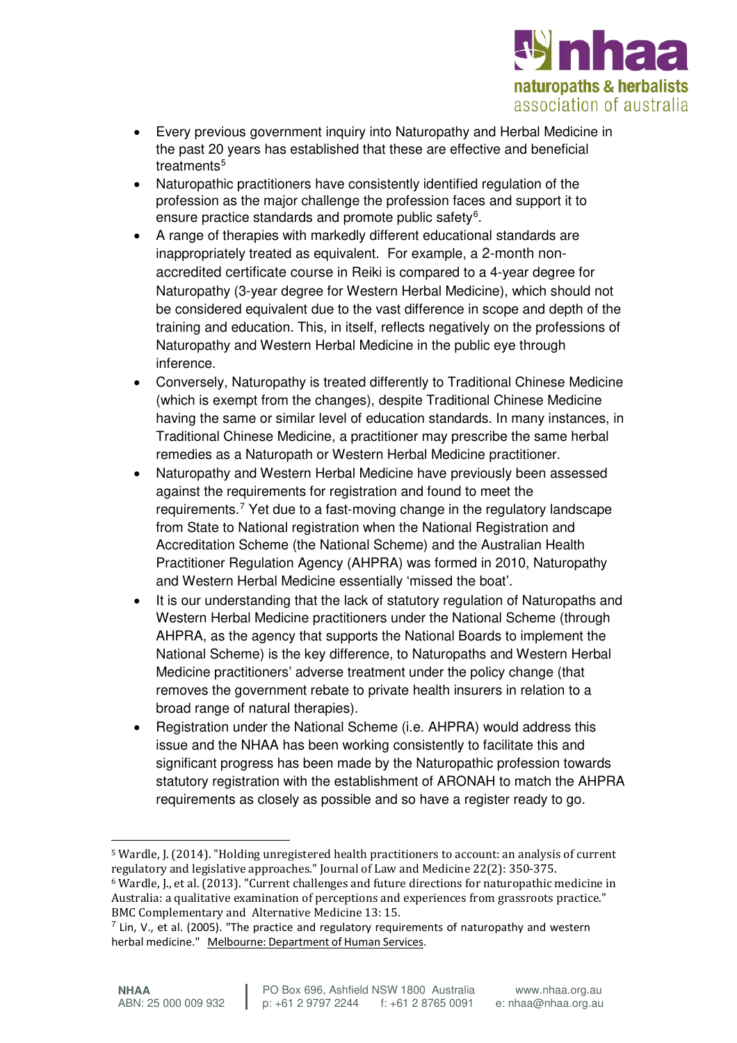- Every previous government inquiry into Naturopathy and Herbal Medicine in the past 20 years has established that these are effective and beneficial treatments[5]
- Naturopathic practitioners have consistently identified regulation of the profession as the major challenge the profession faces and support it to ensure practice standards and promote public safety[6].
- A range of therapies with markedly different educational standards are inappropriately treated as equivalent. For example, a 2-month non-accredited certificate course in Reiki is compared to a 4-year degree for Naturopathy (3-year degree for Western Herbal Medicine), which should not be considered equivalent due to the vast difference in scope and depth of the training and education. This, in itself, reflects negatively on the professions of Naturopathy and Western Herbal Medicine in the public eye through inference.
- Conversely, Naturopathy is treated differently to Traditional Chinese Medicine (which is exempt from the changes), despite Traditional Chinese Medicine having the same or similar level of education standards. In many instances, in Traditional Chinese Medicine, a practitioner may prescribe the same herbal remedies as a Naturopath or Western Herbal Medicine practitioner.
- Naturopathy and Western Herbal Medicine have previously been assessed against the requirements for registration and found to meet the requirements.[7] Yet due to a fast-moving change in the regulatory landscape from State to National registration when the National Registration and Accreditation Scheme (the National Scheme) and the Australian Health Practitioner Regulation Agency (AHPRA) was formed in 2010, Naturopathy and Western Herbal Medicine essentially 'missed the boat'.
- It is our understanding that the lack of statutory regulation of Naturopaths and Western Herbal Medicine practitioners under the National Scheme (through AHPRA, as the agency that supports the National Boards to implement the National Scheme) is the key difference, to Naturopaths and Western Herbal Medicine practitioners' adverse treatment under the policy change (that removes the government rebate to private health insurers in relation to a broad range of natural therapies).
- Registration under the National Scheme (i.e. AHPRA) would address this issue and the NHAA has been working consistently to facilitate this and significant progress has been made by the Naturopathic profession towards statutory registration with the establishment of ARONAH to match the AHPRA requirements as closely as possible and so have a register ready to go.

---

[5] Wardle, J. (2014). "Holding unregistered health practitioners to account: an analysis of current regulatory and legislative approaches." Journal of Law and Medicine 22(2): 350-375.

[6] Wardle, J., et al. (2013). "Current challenges and future directions for naturopathic medicine in Australia: a qualitative examination of perceptions and experiences from grassroots practice." BMC Complementary and Alternative Medicine 13: 15.

[7] Lin, V., et al. (2005). "The practice and regulatory requirements of naturopathy and western herbal medicine." Melbourne: Department of Human Services.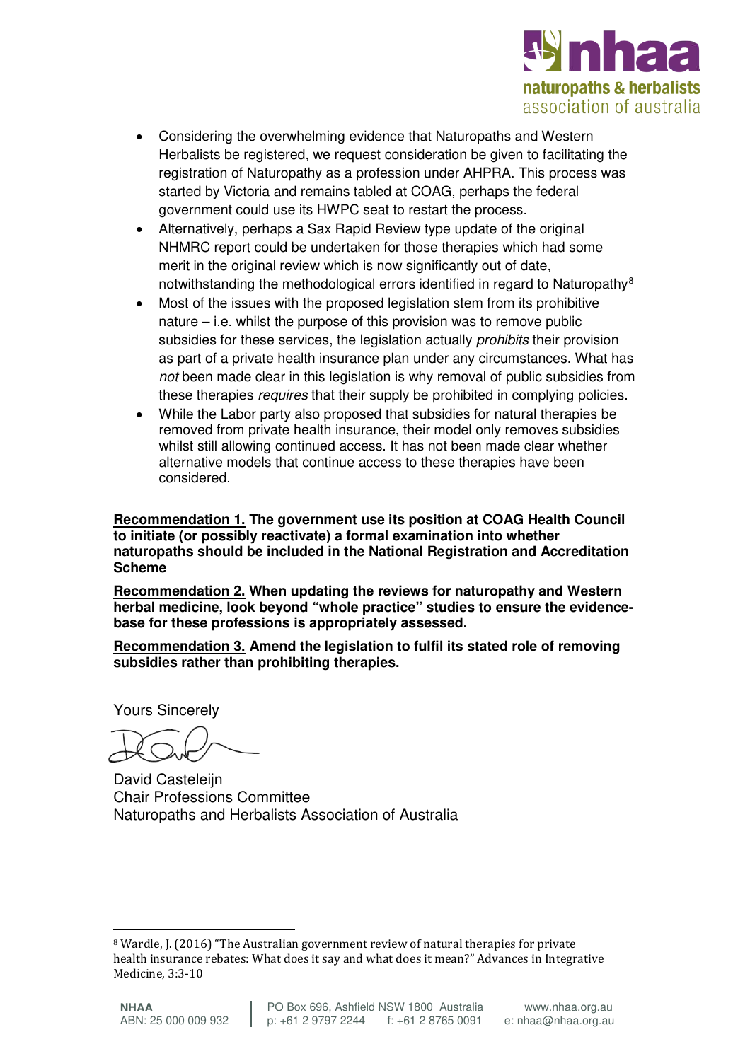- Considering the overwhelming evidence that Naturopaths and Western Herbalists be registered, we request consideration be given to facilitating the registration of Naturopathy as a profession under AHPRA. This process was started by Victoria and remains tabled at COAG, perhaps the federal government could use its HWPC seat to restart the process.
- Alternatively, perhaps a Sax Rapid Review type update of the original NHMRC report could be undertaken for those therapies which had some merit in the original review which is now significantly out of date, notwithstanding the methodological errors identified in regard to Naturopathy[8]
- Most of the issues with the proposed legislation stem from its prohibitive nature – i.e. whilst the purpose of this provision was to remove public subsidies for these services, the legislation actually *prohibits* their provision as part of a private health insurance plan under any circumstances. What has *not* been made clear in this legislation is why removal of public subsidies from these therapies *requires* that their supply be prohibited in complying policies.
- While the Labor party also proposed that subsidies for natural therapies be removed from private health insurance, their model only removes subsidies whilst still allowing continued access. It has not been made clear whether alternative models that continue access to these therapies have been considered.

**<u>Recommendation 1.</u> The government use its position at COAG Health Council to initiate (or possibly reactivate) a formal examination into whether naturopaths should be included in the National Registration and Accreditation Scheme**

**<u>Recommendation 2.</u> When updating the reviews for naturopathy and Western herbal medicine, look beyond "whole practice" studies to ensure the evidence-base for these professions is appropriately assessed.**

**<u>Recommendation 3.</u> Amend the legislation to fulfil its stated role of removing subsidies rather than prohibiting therapies.**

Yours Sincerely

David Casteleijn
Chair Professions Committee
Naturopaths and Herbalists Association of Australia

[8] Wardle, J. (2016) "The Australian government review of natural therapies for private health insurance rebates: What does it say and what does it mean?" Advances in Integrative Medicine, 3:3-10